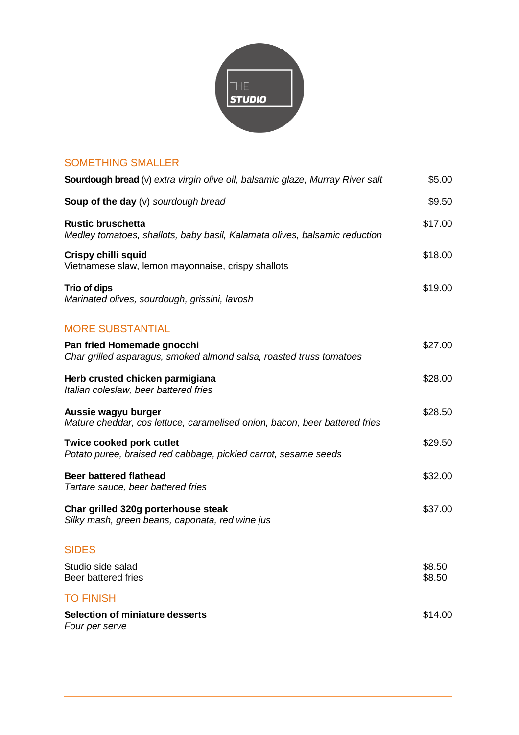THE **STUDIO**

## SOMETHING SMALLER

**Sourdough bread** (v) *extra virgin olive oil, balsamic glaze, Murray River salt* — $5.00

**Soup of the day** (v) *sourdough bread* — $9.50

**Rustic bruschetta** — $17.00
*Medley tomatoes, shallots, baby basil, Kalamata olives, balsamic reduction*

**Crispy chilli squid** — $18.00
Vietnamese slaw, lemon mayonnaise, crispy shallots

**Trio of dips** — $19.00
*Marinated olives, sourdough, grissini, lavosh*

## MORE SUBSTANTIAL

**Pan fried Homemade gnocchi** — $27.00
*Char grilled asparagus, smoked almond salsa, roasted truss tomatoes*

**Herb crusted chicken parmigiana** — $28.00
*Italian coleslaw, beer battered fries*

**Aussie wagyu burger** — $28.50
*Mature cheddar, cos lettuce, caramelised onion, bacon, beer battered fries*

**Twice cooked pork cutlet** — $29.50
*Potato puree, braised red cabbage, pickled carrot, sesame seeds*

**Beer battered flathead** — $32.00
*Tartare sauce, beer battered fries*

**Char grilled 320g porterhouse steak** — $37.00
*Silky mash, green beans, caponata, red wine jus*

## SIDES

Studio side salad — $8.50
Beer battered fries — $8.50

## TO FINISH

**Selection of miniature desserts** — $14.00
*Four per serve*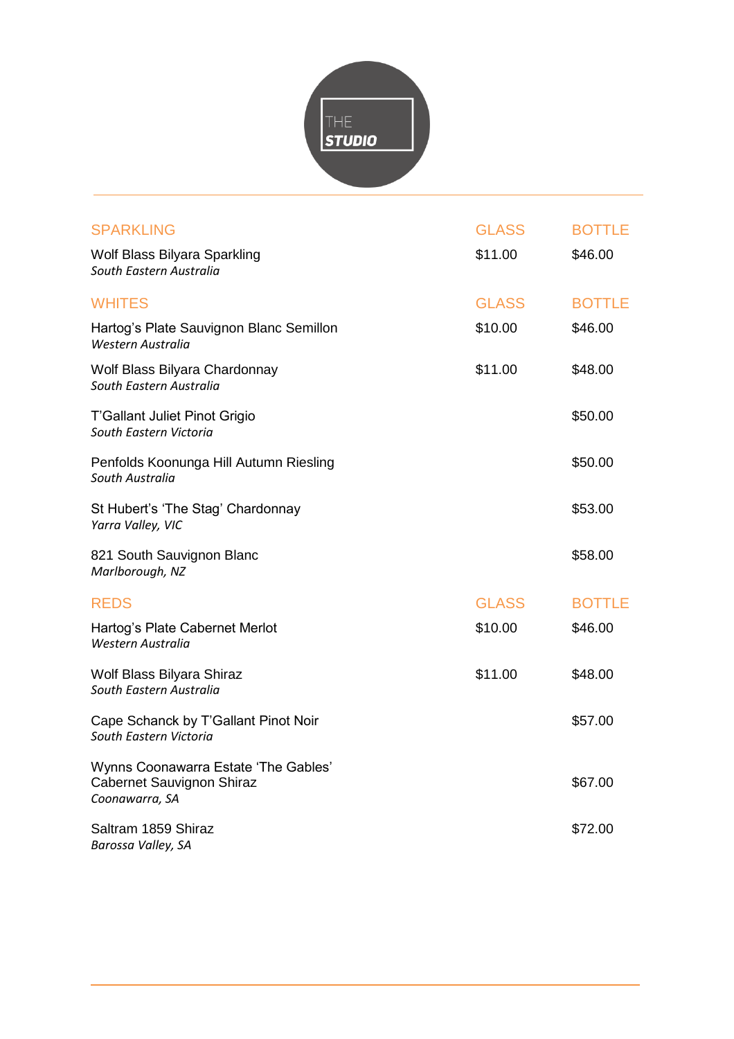THE **STUDIO**

| SPARKLING | GLASS | BOTTLE |
| --- | --- | --- |
| Wolf Blass Bilyara Sparkling<br>*South Eastern Australia* | $11.00 | $46.00 |

| WHITES | GLASS | BOTTLE |
| --- | --- | --- |
| Hartog's Plate Sauvignon Blanc Semillon<br>*Western Australia* | $10.00 | $46.00 |
| Wolf Blass Bilyara Chardonnay<br>*South Eastern Australia* | $11.00 | $48.00 |
| T'Gallant Juliet Pinot Grigio<br>*South Eastern Victoria* | | $50.00 |
| Penfolds Koonunga Hill Autumn Riesling<br>*South Australia* | | $50.00 |
| St Hubert's 'The Stag' Chardonnay<br>*Yarra Valley, VIC* | | $53.00 |
| 821 South Sauvignon Blanc<br>*Marlborough, NZ* | | $58.00 |

| REDS | GLASS | BOTTLE |
| --- | --- | --- |
| Hartog's Plate Cabernet Merlot<br>*Western Australia* | $10.00 | $46.00 |
| Wolf Blass Bilyara Shiraz<br>*South Eastern Australia* | $11.00 | $48.00 |
| Cape Schanck by T'Gallant Pinot Noir<br>*South Eastern Victoria* | | $57.00 |
| Wynns Coonawarra Estate 'The Gables' Cabernet Sauvignon Shiraz<br>*Coonawarra, SA* | | $67.00 |
| Saltram 1859 Shiraz<br>*Barossa Valley, SA* | | $72.00 |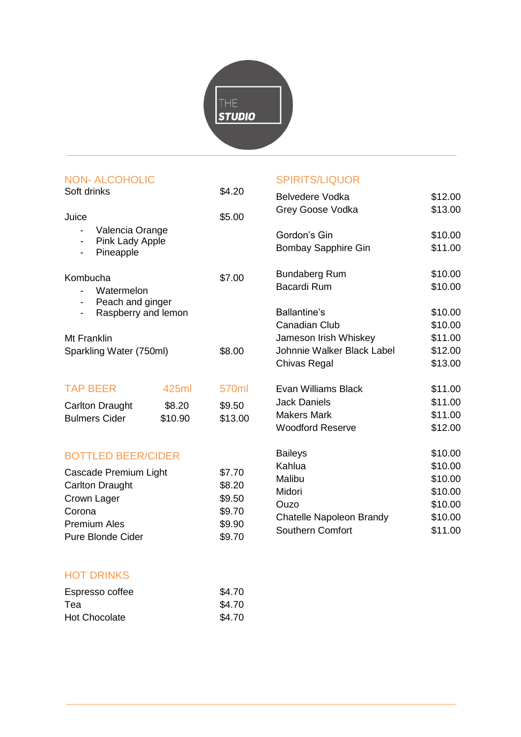THE **STUDIO**

## NON- ALCOHOLIC

| | |
|---|---|
| Soft drinks | $4.20 |
| Juice | $5.00 |

- Valencia Orange
- Pink Lady Apple
- Pineapple

| | |
|---|---|
| Kombucha | $7.00 |

- Watermelon
- Peach and ginger
- Raspberry and lemon

| | |
|---|---|
| Mt Franklin Sparkling Water (750ml) | $8.00 |

## TAP BEER

| TAP BEER | 425ml | 570ml |
|---|---|---|
| Carlton Draught | $8.20 | $9.50 |
| Bulmers Cider | $10.90 | $13.00 |

## BOTTLED BEER/CIDER

| | |
|---|---|
| Cascade Premium Light | $7.70 |
| Carlton Draught | $8.20 |
| Crown Lager | $9.50 |
| Corona | $9.70 |
| Premium Ales | $9.90 |
| Pure Blonde Cider | $9.70 |

## HOT DRINKS

| | |
|---|---|
| Espresso coffee | $4.70 |
| Tea | $4.70 |
| Hot Chocolate | $4.70 |

## SPIRITS/LIQUOR

| | |
|---|---|
| Belvedere Vodka | $12.00 |
| Grey Goose Vodka | $13.00 |
| Gordon's Gin | $10.00 |
| Bombay Sapphire Gin | $11.00 |
| Bundaberg Rum | $10.00 |
| Bacardi Rum | $10.00 |
| Ballantine's | $10.00 |
| Canadian Club | $10.00 |
| Jameson Irish Whiskey | $11.00 |
| Johnnie Walker Black Label | $12.00 |
| Chivas Regal | $13.00 |
| Evan Williams Black | $11.00 |
| Jack Daniels | $11.00 |
| Makers Mark | $11.00 |
| Woodford Reserve | $12.00 |
| Baileys | $10.00 |
| Kahlua | $10.00 |
| Malibu | $10.00 |
| Midori | $10.00 |
| Ouzo | $10.00 |
| Chatelle Napoleon Brandy | $10.00 |
| Southern Comfort | $11.00 |